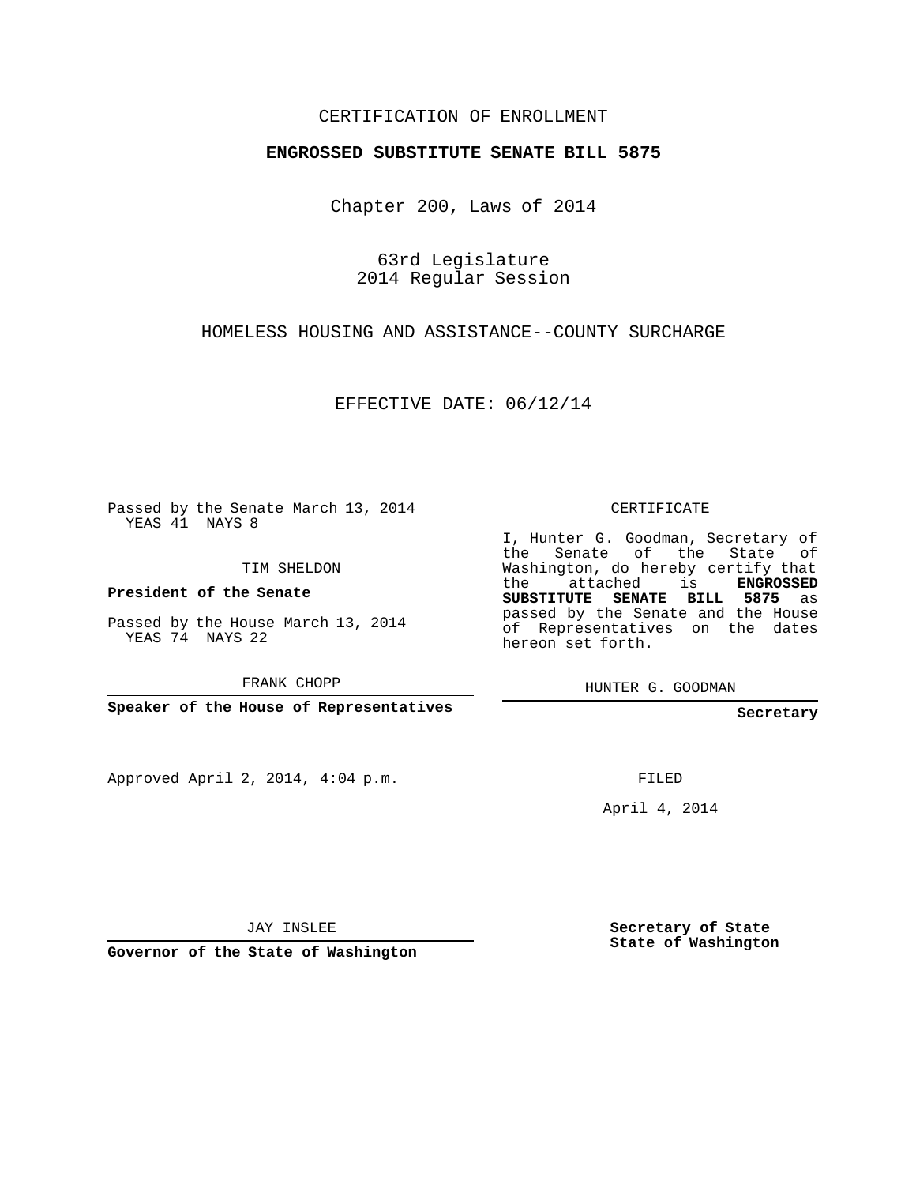CERTIFICATION OF ENROLLMENT

**ENGROSSED SUBSTITUTE SENATE BILL 5875**

Chapter 200, Laws of 2014

63rd Legislature
2014 Regular Session

HOMELESS HOUSING AND ASSISTANCE--COUNTY SURCHARGE

EFFECTIVE DATE: 06/12/14

Passed by the Senate March 13, 2014
YEAS 41 NAYS 8

TIM SHELDON

**President of the Senate**

Passed by the House March 13, 2014
YEAS 74 NAYS 22

FRANK CHOPP

**Speaker of the House of Representatives**

Approved April 2, 2014, 4:04 p.m.

JAY INSLEE

**Governor of the State of Washington**

CERTIFICATE

I, Hunter G. Goodman, Secretary of the Senate of the State of Washington, do hereby certify that the attached is **ENGROSSED SUBSTITUTE SENATE BILL 5875** as passed by the Senate and the House of Representatives on the dates hereon set forth.

HUNTER G. GOODMAN

**Secretary**

FILED

April 4, 2014

**Secretary of State**
**State of Washington**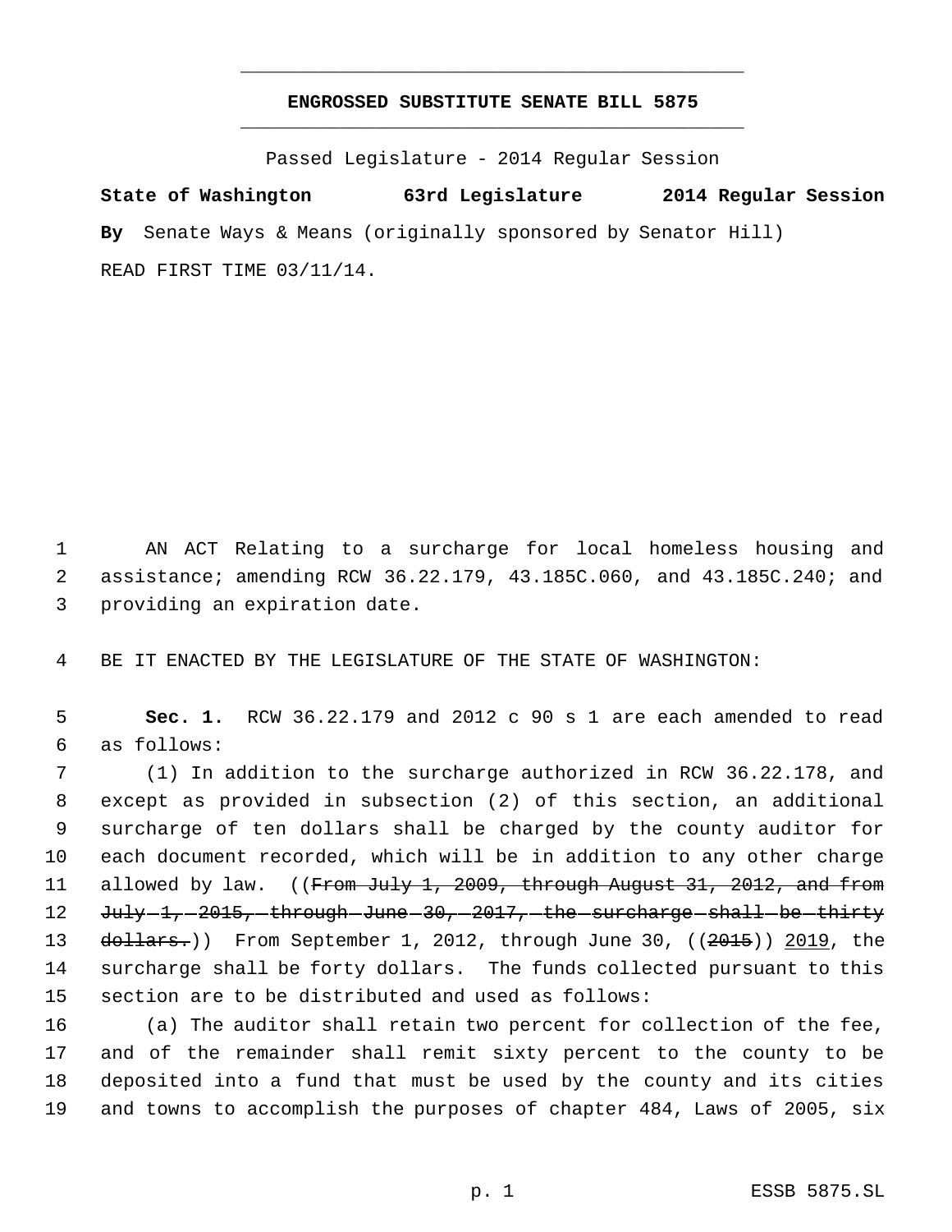# ENGROSSED SUBSTITUTE SENATE BILL 5875

Passed Legislature - 2014 Regular Session

**State of Washington** **63rd Legislature** **2014 Regular Session**

**By** Senate Ways & Means (originally sponsored by Senator Hill)

READ FIRST TIME 03/11/14.

AN ACT Relating to a surcharge for local homeless housing and assistance; amending RCW 36.22.179, 43.185C.060, and 43.185C.240; and providing an expiration date.

BE IT ENACTED BY THE LEGISLATURE OF THE STATE OF WASHINGTON:

**Sec. 1.** RCW 36.22.179 and 2012 c 90 s 1 are each amended to read as follows:

(1) In addition to the surcharge authorized in RCW 36.22.178, and except as provided in subsection (2) of this section, an additional surcharge of ten dollars shall be charged by the county auditor for each document recorded, which will be in addition to any other charge allowed by law. ((~~From July 1, 2009, through August 31, 2012, and from July 1, 2015, through June 30, 2017, the surcharge shall be thirty dollars.~~)) From September 1, 2012, through June 30, ((~~2015~~)) <u>2019</u>, the surcharge shall be forty dollars. The funds collected pursuant to this section are to be distributed and used as follows:

(a) The auditor shall retain two percent for collection of the fee, and of the remainder shall remit sixty percent to the county to be deposited into a fund that must be used by the county and its cities and towns to accomplish the purposes of chapter 484, Laws of 2005, six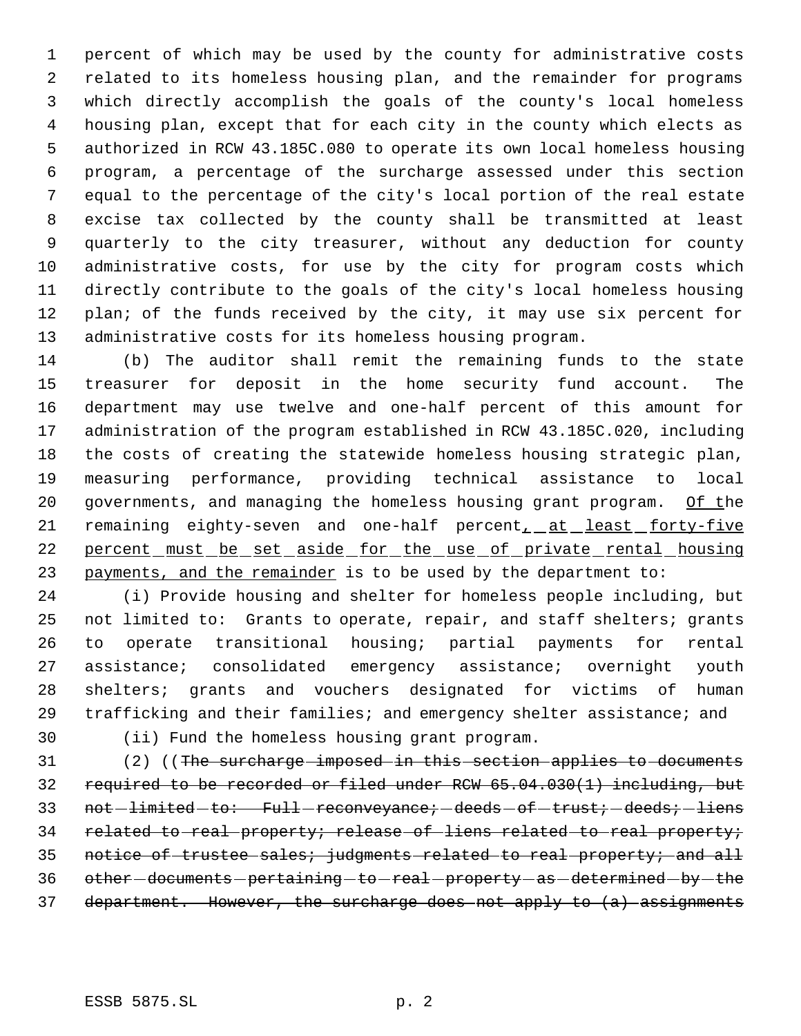percent of which may be used by the county for administrative costs related to its homeless housing plan, and the remainder for programs which directly accomplish the goals of the county's local homeless housing plan, except that for each city in the county which elects as authorized in RCW 43.185C.080 to operate its own local homeless housing program, a percentage of the surcharge assessed under this section equal to the percentage of the city's local portion of the real estate excise tax collected by the county shall be transmitted at least quarterly to the city treasurer, without any deduction for county administrative costs, for use by the city for program costs which directly contribute to the goals of the city's local homeless housing plan; of the funds received by the city, it may use six percent for administrative costs for its homeless housing program.

(b) The auditor shall remit the remaining funds to the state treasurer for deposit in the home security fund account. The department may use twelve and one-half percent of this amount for administration of the program established in RCW 43.185C.020, including the costs of creating the statewide homeless housing strategic plan, measuring performance, providing technical assistance to local governments, and managing the homeless housing grant program. Of the remaining eighty-seven and one-half percent, at least forty-five percent must be set aside for the use of private rental housing payments, and the remainder is to be used by the department to:

(i) Provide housing and shelter for homeless people including, but not limited to: Grants to operate, repair, and staff shelters; grants to operate transitional housing; partial payments for rental assistance; consolidated emergency assistance; overnight youth shelters; grants and vouchers designated for victims of human trafficking and their families; and emergency shelter assistance; and

(ii) Fund the homeless housing grant program.

(2) ((~~The surcharge imposed in this section applies to documents required to be recorded or filed under RCW 65.04.030(1) including, but not limited to: Full reconveyance; deeds of trust; deeds; liens related to real property; release of liens related to real property; notice of trustee sales; judgments related to real property; and all other documents pertaining to real property as determined by the department. However, the surcharge does not apply to (a) assignments~~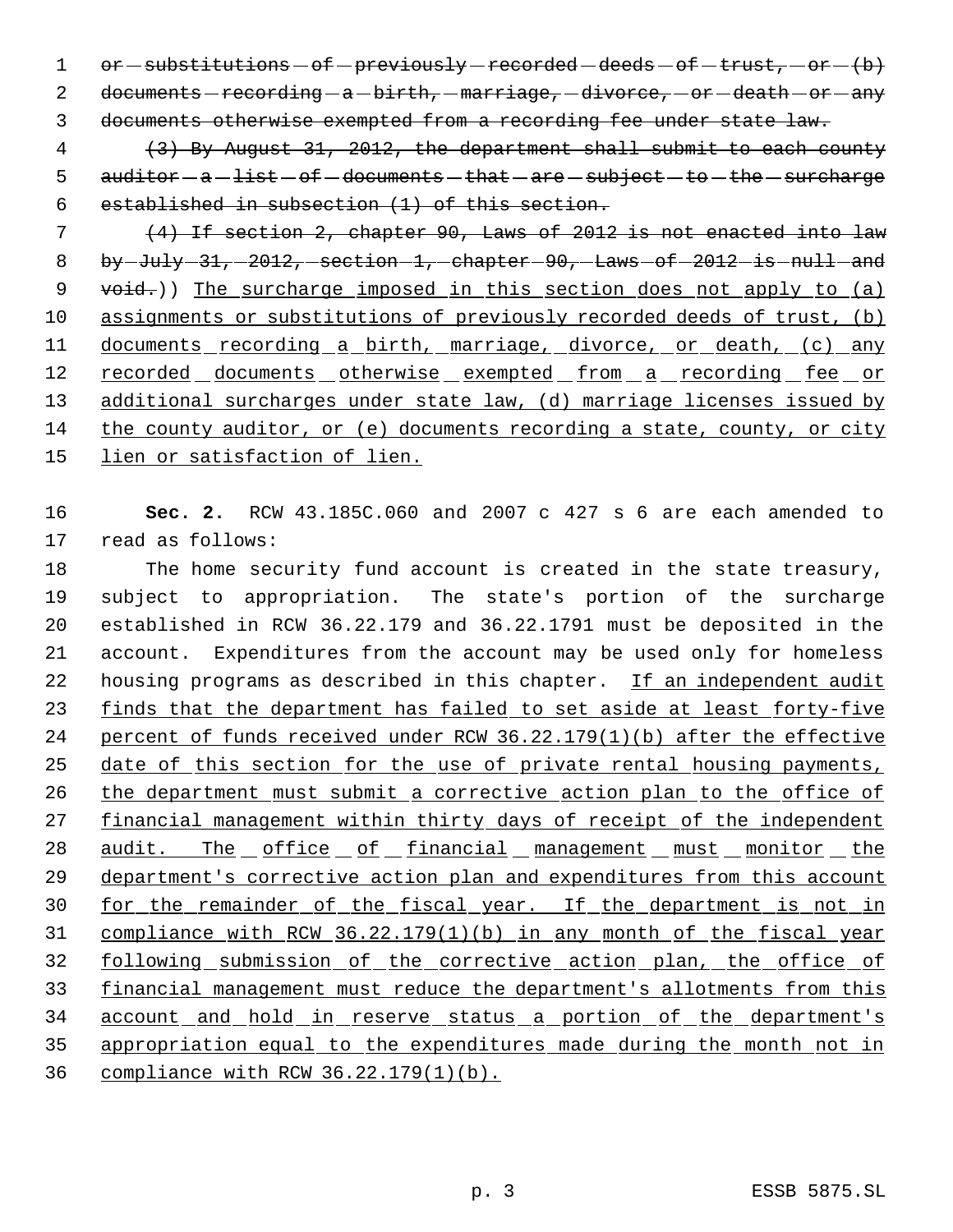or substitutions of previously recorded deeds of trust, or (b) documents recording a birth, marriage, divorce, or death or any documents otherwise exempted from a recording fee under state law.

(3) By August 31, 2012, the department shall submit to each county auditor a list of documents that are subject to the surcharge established in subsection (1) of this section.

(4) If section 2, chapter 90, Laws of 2012 is not enacted into law by July 31, 2012, section 1, chapter 90, Laws of 2012 is null and void.)) The surcharge imposed in this section does not apply to (a) assignments or substitutions of previously recorded deeds of trust, (b) documents recording a birth, marriage, divorce, or death, (c) any recorded documents otherwise exempted from a recording fee or additional surcharges under state law, (d) marriage licenses issued by the county auditor, or (e) documents recording a state, county, or city lien or satisfaction of lien.

**Sec. 2.** RCW 43.185C.060 and 2007 c 427 s 6 are each amended to read as follows:

The home security fund account is created in the state treasury, subject to appropriation. The state's portion of the surcharge established in RCW 36.22.179 and 36.22.1791 must be deposited in the account. Expenditures from the account may be used only for homeless housing programs as described in this chapter. If an independent audit finds that the department has failed to set aside at least forty-five percent of funds received under RCW 36.22.179(1)(b) after the effective date of this section for the use of private rental housing payments, the department must submit a corrective action plan to the office of financial management within thirty days of receipt of the independent audit. The office of financial management must monitor the department's corrective action plan and expenditures from this account for the remainder of the fiscal year. If the department is not in compliance with RCW 36.22.179(1)(b) in any month of the fiscal year following submission of the corrective action plan, the office of financial management must reduce the department's allotments from this account and hold in reserve status a portion of the department's appropriation equal to the expenditures made during the month not in compliance with RCW 36.22.179(1)(b).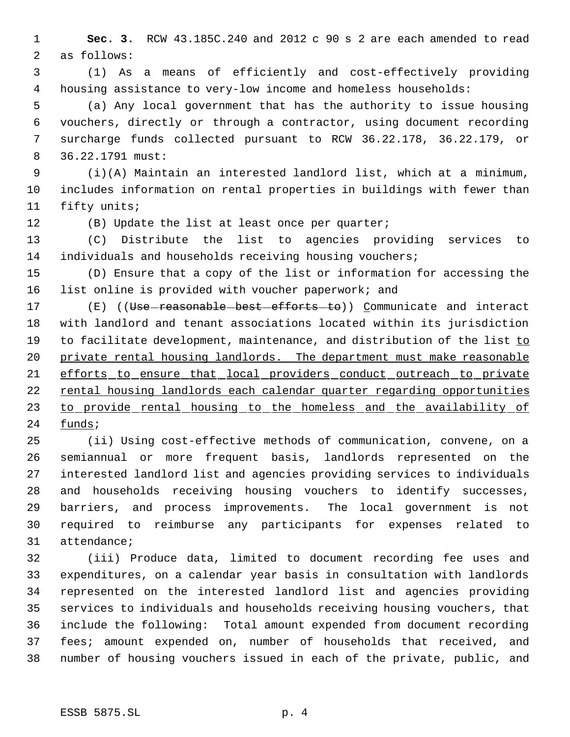**Sec. 3.** RCW 43.185C.240 and 2012 c 90 s 2 are each amended to read as follows:

(1) As a means of efficiently and cost-effectively providing housing assistance to very-low income and homeless households:

(a) Any local government that has the authority to issue housing vouchers, directly or through a contractor, using document recording surcharge funds collected pursuant to RCW 36.22.178, 36.22.179, or 36.22.1791 must:

(i)(A) Maintain an interested landlord list, which at a minimum, includes information on rental properties in buildings with fewer than fifty units;

(B) Update the list at least once per quarter;

(C) Distribute the list to agencies providing services to individuals and households receiving housing vouchers;

(D) Ensure that a copy of the list or information for accessing the list online is provided with voucher paperwork; and

(E) ((~~Use reasonable best efforts to~~)) Communicate and interact with landlord and tenant associations located within its jurisdiction to facilitate development, maintenance, and distribution of the list to private rental housing landlords. The department must make reasonable efforts to ensure that local providers conduct outreach to private rental housing landlords each calendar quarter regarding opportunities to provide rental housing to the homeless and the availability of funds;

(ii) Using cost-effective methods of communication, convene, on a semiannual or more frequent basis, landlords represented on the interested landlord list and agencies providing services to individuals and households receiving housing vouchers to identify successes, barriers, and process improvements. The local government is not required to reimburse any participants for expenses related to attendance;

(iii) Produce data, limited to document recording fee uses and expenditures, on a calendar year basis in consultation with landlords represented on the interested landlord list and agencies providing services to individuals and households receiving housing vouchers, that include the following: Total amount expended from document recording fees; amount expended on, number of households that received, and number of housing vouchers issued in each of the private, public, and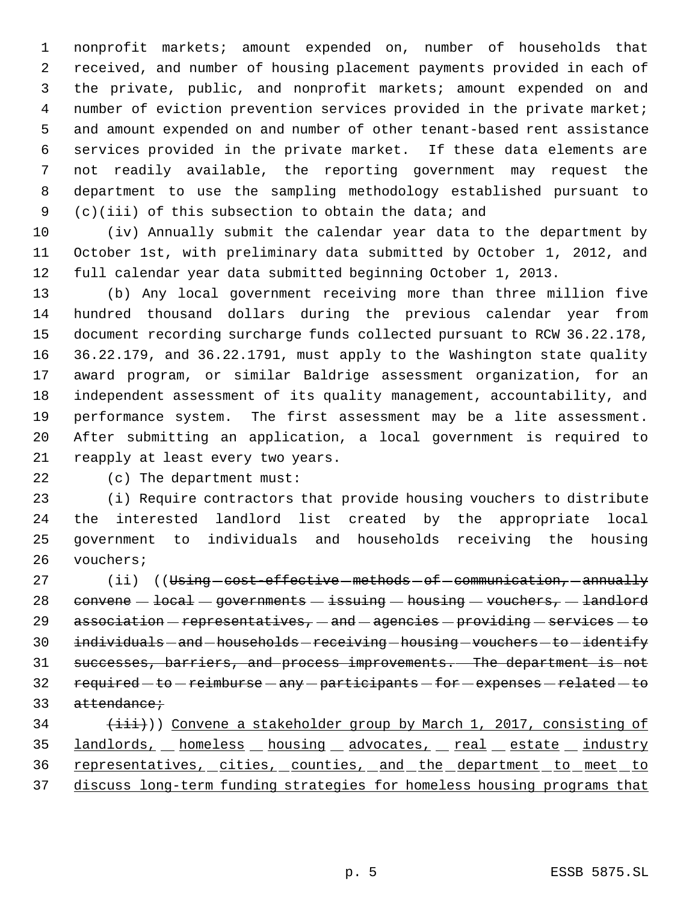nonprofit markets; amount expended on, number of households that received, and number of housing placement payments provided in each of the private, public, and nonprofit markets; amount expended on and number of eviction prevention services provided in the private market; and amount expended on and number of other tenant-based rent assistance services provided in the private market. If these data elements are not readily available, the reporting government may request the department to use the sampling methodology established pursuant to (c)(iii) of this subsection to obtain the data; and

(iv) Annually submit the calendar year data to the department by October 1st, with preliminary data submitted by October 1, 2012, and full calendar year data submitted beginning October 1, 2013.

(b) Any local government receiving more than three million five hundred thousand dollars during the previous calendar year from document recording surcharge funds collected pursuant to RCW 36.22.178, 36.22.179, and 36.22.1791, must apply to the Washington state quality award program, or similar Baldrige assessment organization, for an independent assessment of its quality management, accountability, and performance system. The first assessment may be a lite assessment. After submitting an application, a local government is required to reapply at least every two years.

(c) The department must:

(i) Require contractors that provide housing vouchers to distribute the interested landlord list created by the appropriate local government to individuals and households receiving the housing vouchers;

(ii) ((~~Using cost-effective methods of communication, annually convene local governments issuing housing vouchers, landlord association representatives, and agencies providing services to individuals and households receiving housing vouchers to identify successes, barriers, and process improvements. The department is not required to reimburse any participants for expenses related to attendance;~~

~~(iii)~~)) <u>Convene a stakeholder group by March 1, 2017, consisting of landlords, homeless housing advocates, real estate industry representatives, cities, counties, and the department to meet to discuss long-term funding strategies for homeless housing programs that</u>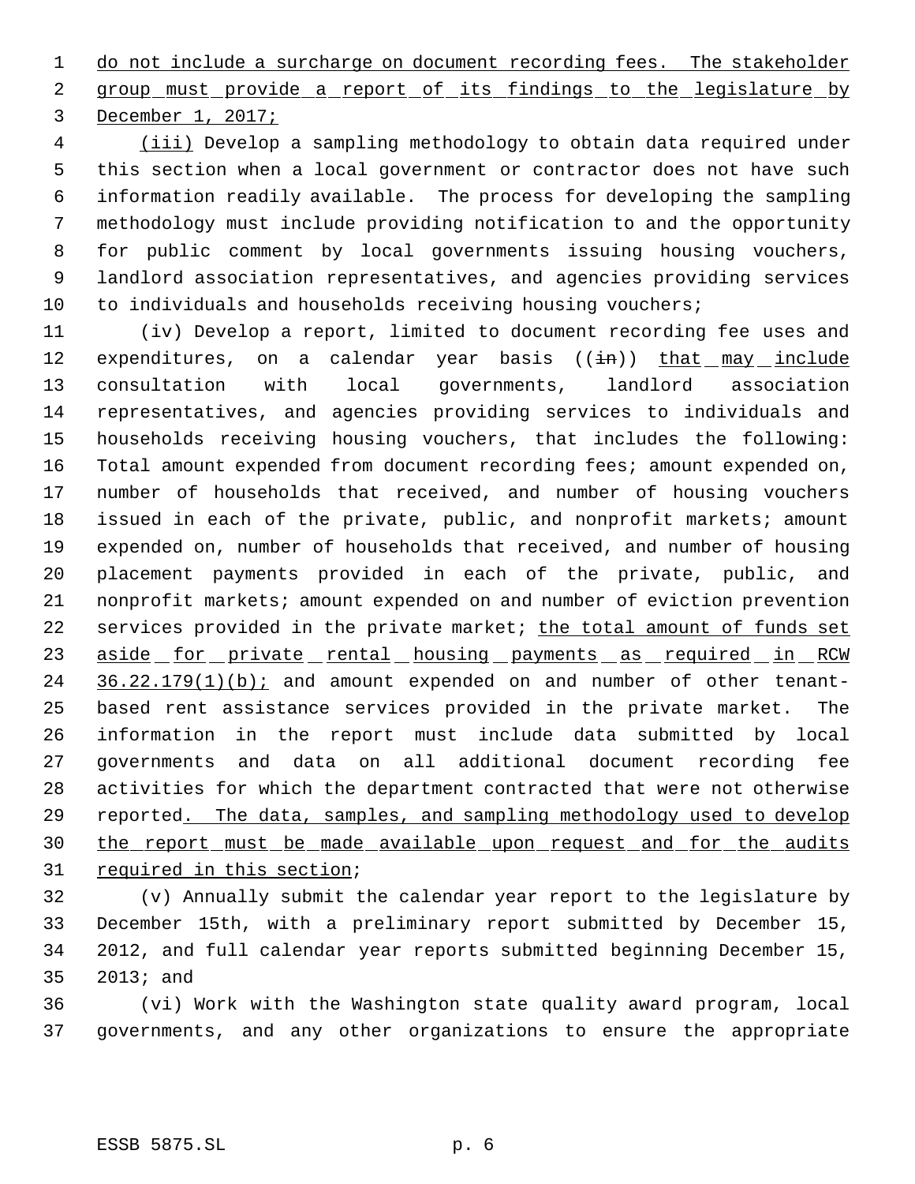do not include a surcharge on document recording fees. The stakeholder group must provide a report of its findings to the legislature by December 1, 2017;

(iii) Develop a sampling methodology to obtain data required under this section when a local government or contractor does not have such information readily available. The process for developing the sampling methodology must include providing notification to and the opportunity for public comment by local governments issuing housing vouchers, landlord association representatives, and agencies providing services to individuals and households receiving housing vouchers;

(iv) Develop a report, limited to document recording fee uses and expenditures, on a calendar year basis ((in)) that may include consultation with local governments, landlord association representatives, and agencies providing services to individuals and households receiving housing vouchers, that includes the following: Total amount expended from document recording fees; amount expended on, number of households that received, and number of housing vouchers issued in each of the private, public, and nonprofit markets; amount expended on, number of households that received, and number of housing placement payments provided in each of the private, public, and nonprofit markets; amount expended on and number of eviction prevention services provided in the private market; the total amount of funds set aside for private rental housing payments as required in RCW 36.22.179(1)(b); and amount expended on and number of other tenant-based rent assistance services provided in the private market. The information in the report must include data submitted by local governments and data on all additional document recording fee activities for which the department contracted that were not otherwise reported. The data, samples, and sampling methodology used to develop the report must be made available upon request and for the audits required in this section;

(v) Annually submit the calendar year report to the legislature by December 15th, with a preliminary report submitted by December 15, 2012, and full calendar year reports submitted beginning December 15, 2013; and

(vi) Work with the Washington state quality award program, local governments, and any other organizations to ensure the appropriate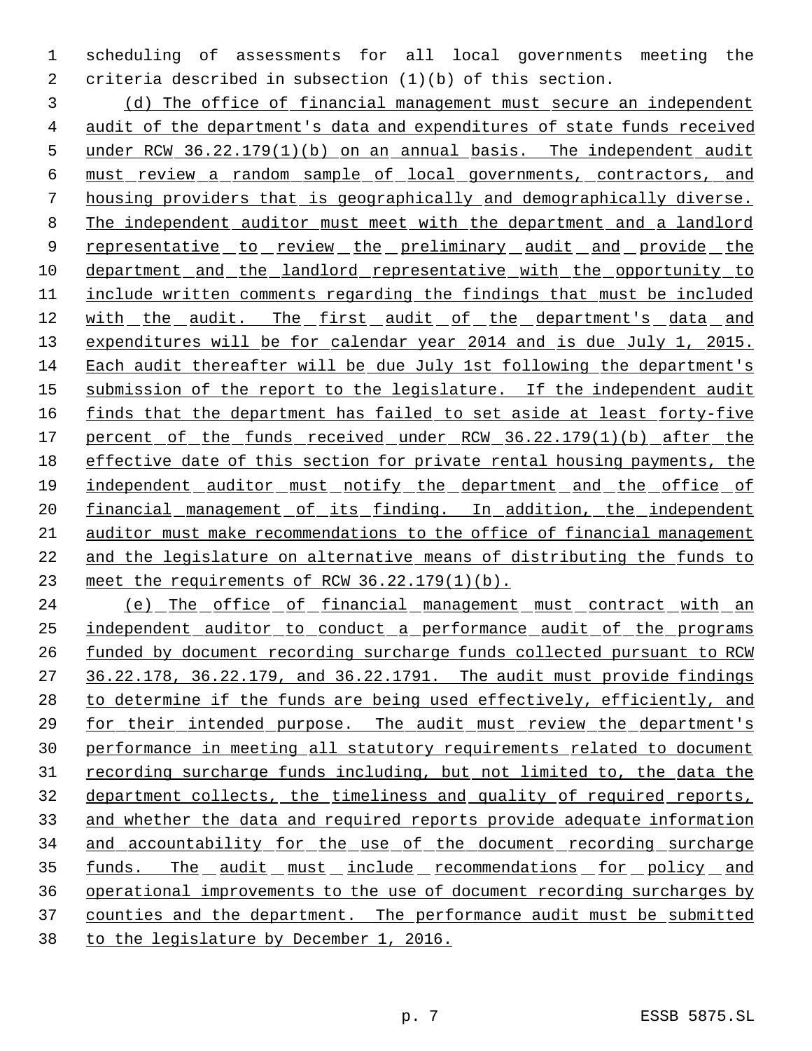scheduling of assessments for all local governments meeting the criteria described in subsection (1)(b) of this section.

(d) The office of financial management must secure an independent audit of the department's data and expenditures of state funds received under RCW 36.22.179(1)(b) on an annual basis. The independent audit must review a random sample of local governments, contractors, and housing providers that is geographically and demographically diverse. The independent auditor must meet with the department and a landlord representative to review the preliminary audit and provide the department and the landlord representative with the opportunity to include written comments regarding the findings that must be included with the audit. The first audit of the department's data and expenditures will be for calendar year 2014 and is due July 1, 2015. Each audit thereafter will be due July 1st following the department's submission of the report to the legislature. If the independent audit finds that the department has failed to set aside at least forty-five percent of the funds received under RCW 36.22.179(1)(b) after the effective date of this section for private rental housing payments, the independent auditor must notify the department and the office of financial management of its finding. In addition, the independent auditor must make recommendations to the office of financial management and the legislature on alternative means of distributing the funds to meet the requirements of RCW 36.22.179(1)(b).

(e) The office of financial management must contract with an independent auditor to conduct a performance audit of the programs funded by document recording surcharge funds collected pursuant to RCW 36.22.178, 36.22.179, and 36.22.1791. The audit must provide findings to determine if the funds are being used effectively, efficiently, and for their intended purpose. The audit must review the department's performance in meeting all statutory requirements related to document recording surcharge funds including, but not limited to, the data the department collects, the timeliness and quality of required reports, and whether the data and required reports provide adequate information and accountability for the use of the document recording surcharge funds. The audit must include recommendations for policy and operational improvements to the use of document recording surcharges by counties and the department. The performance audit must be submitted to the legislature by December 1, 2016.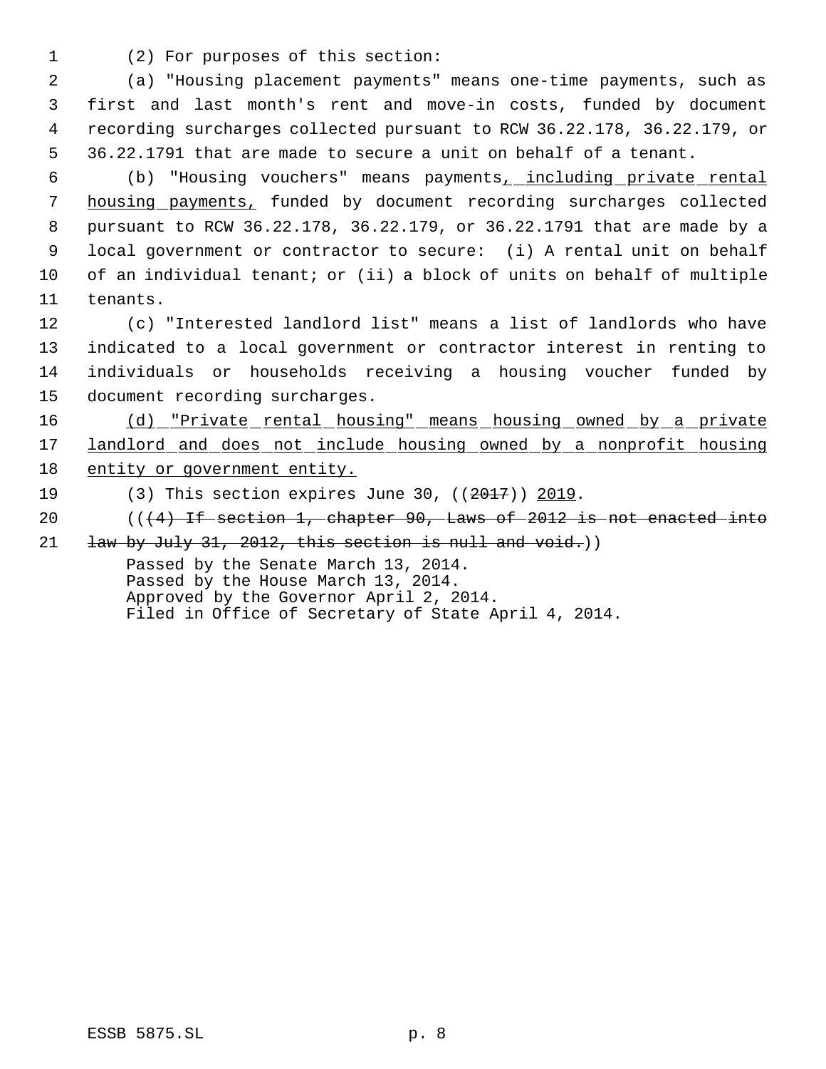(2) For purposes of this section:

(a) "Housing placement payments" means one-time payments, such as first and last month's rent and move-in costs, funded by document recording surcharges collected pursuant to RCW 36.22.178, 36.22.179, or 36.22.1791 that are made to secure a unit on behalf of a tenant.

(b) "Housing vouchers" means payments, including private rental housing payments, funded by document recording surcharges collected pursuant to RCW 36.22.178, 36.22.179, or 36.22.1791 that are made by a local government or contractor to secure: (i) A rental unit on behalf of an individual tenant; or (ii) a block of units on behalf of multiple tenants.

(c) "Interested landlord list" means a list of landlords who have indicated to a local government or contractor interest in renting to individuals or households receiving a housing voucher funded by document recording surcharges.

(d) "Private rental housing" means housing owned by a private landlord and does not include housing owned by a nonprofit housing entity or government entity.

(3) This section expires June 30, ((~~2017~~)) 2019.

((~~(4) If section 1, chapter 90, Laws of 2012 is not enacted into law by July 31, 2012, this section is null and void.~~))

Passed by the Senate March 13, 2014.
Passed by the House March 13, 2014.
Approved by the Governor April 2, 2014.
Filed in Office of Secretary of State April 4, 2014.